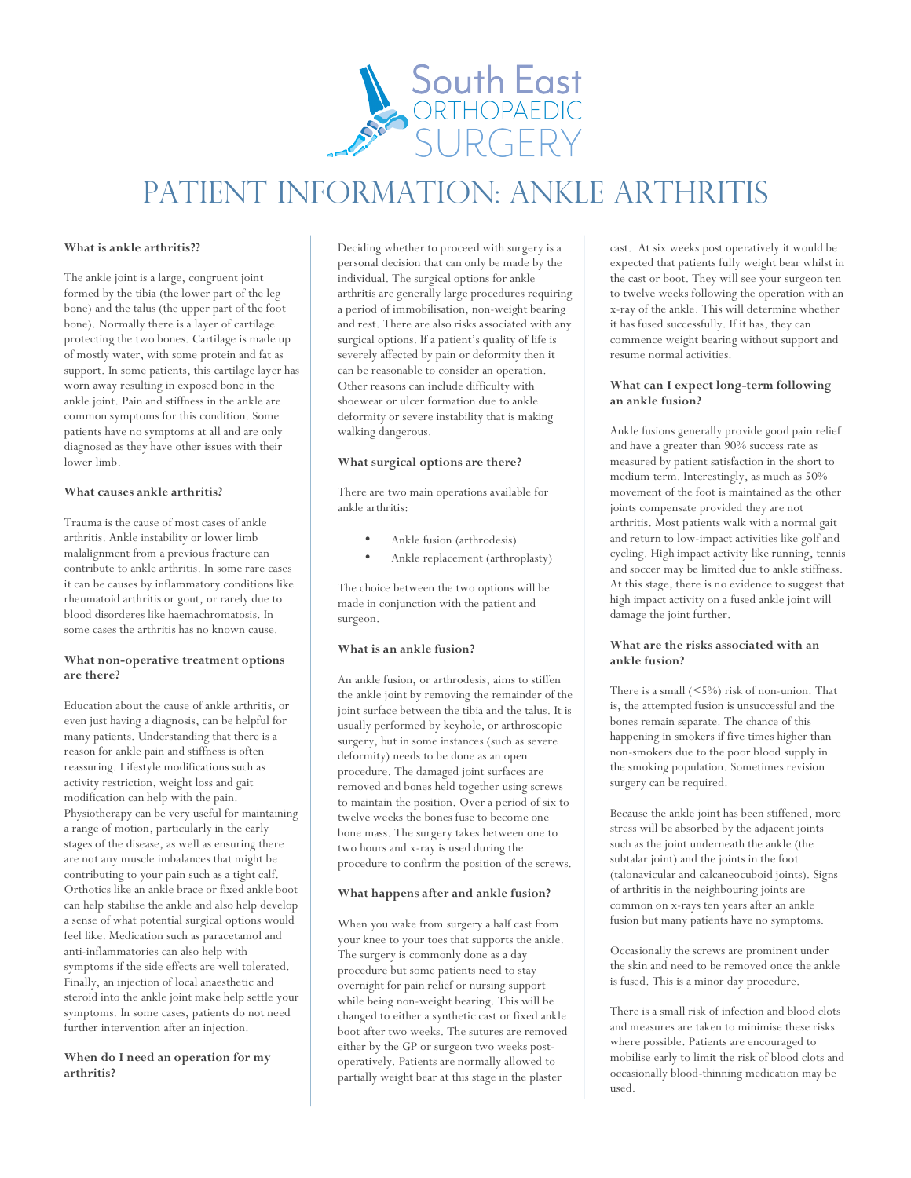South East ORTHOPAEDIC SURGERY

# PATIENT INFORMATION: ANKLE ARTHRITIS

**What is ankle arthritis??**

The ankle joint is a large, congruent joint formed by the tibia (the lower part of the leg bone) and the talus (the upper part of the foot bone). Normally there is a layer of cartilage protecting the two bones. Cartilage is made up of mostly water, with some protein and fat as support. In some patients, this cartilage layer has worn away resulting in exposed bone in the ankle joint. Pain and stiffness in the ankle are common symptoms for this condition. Some patients have no symptoms at all and are only diagnosed as they have other issues with their lower limb.

**What causes ankle arthritis?**

Trauma is the cause of most cases of ankle arthritis. Ankle instability or lower limb malalignment from a previous fracture can contribute to ankle arthritis. In some rare cases it can be causes by inflammatory conditions like rheumatoid arthritis or gout, or rarely due to blood disorderes like haemachromatosis. In some cases the arthritis has no known cause.

**What non-operative treatment options are there?**

Education about the cause of ankle arthritis, or even just having a diagnosis, can be helpful for many patients. Understanding that there is a reason for ankle pain and stiffness is often reassuring. Lifestyle modifications such as activity restriction, weight loss and gait modification can help with the pain. Physiotherapy can be very useful for maintaining a range of motion, particularly in the early stages of the disease, as well as ensuring there are not any muscle imbalances that might be contributing to your pain such as a tight calf. Orthotics like an ankle brace or fixed ankle boot can help stabilise the ankle and also help develop a sense of what potential surgical options would feel like. Medication such as paracetamol and anti-inflammatories can also help with symptoms if the side effects are well tolerated. Finally, an injection of local anaesthetic and steroid into the ankle joint make help settle your symptoms. In some cases, patients do not need further intervention after an injection.

**When do I need an operation for my arthritis?**

Deciding whether to proceed with surgery is a personal decision that can only be made by the individual. The surgical options for ankle arthritis are generally large procedures requiring a period of immobilisation, non-weight bearing and rest. There are also risks associated with any surgical options. If a patient's quality of life is severely affected by pain or deformity then it can be reasonable to consider an operation. Other reasons can include difficulty with shoewear or ulcer formation due to ankle deformity or severe instability that is making walking dangerous.

**What surgical options are there?**

There are two main operations available for ankle arthritis:

- Ankle fusion (arthrodesis)
- Ankle replacement (arthroplasty)

The choice between the two options will be made in conjunction with the patient and surgeon.

**What is an ankle fusion?**

An ankle fusion, or arthrodesis, aims to stiffen the ankle joint by removing the remainder of the joint surface between the tibia and the talus. It is usually performed by keyhole, or arthroscopic surgery, but in some instances (such as severe deformity) needs to be done as an open procedure. The damaged joint surfaces are removed and bones held together using screws to maintain the position. Over a period of six to twelve weeks the bones fuse to become one bone mass. The surgery takes between one to two hours and x-ray is used during the procedure to confirm the position of the screws.

**What happens after and ankle fusion?**

When you wake from surgery a half cast from your knee to your toes that supports the ankle. The surgery is commonly done as a day procedure but some patients need to stay overnight for pain relief or nursing support while being non-weight bearing. This will be changed to either a synthetic cast or fixed ankle boot after two weeks. The sutures are removed either by the GP or surgeon two weeks post-operatively. Patients are normally allowed to partially weight bear at this stage in the plaster cast. At six weeks post operatively it would be expected that patients fully weight bear whilst in the cast or boot. They will see your surgeon ten to twelve weeks following the operation with an x-ray of the ankle. This will determine whether it has fused successfully. If it has, they can commence weight bearing without support and resume normal activities.

**What can I expect long-term following an ankle fusion?**

Ankle fusions generally provide good pain relief and have a greater than 90% success rate as measured by patient satisfaction in the short to medium term. Interestingly, as much as 50% movement of the foot is maintained as the other joints compensate provided they are not arthritis. Most patients walk with a normal gait and return to low-impact activities like golf and cycling. High impact activity like running, tennis and soccer may be limited due to ankle stiffness. At this stage, there is no evidence to suggest that high impact activity on a fused ankle joint will damage the joint further.

**What are the risks associated with an ankle fusion?**

There is a small (<5%) risk of non-union. That is, the attempted fusion is unsuccessful and the bones remain separate. The chance of this happening in smokers if five times higher than non-smokers due to the poor blood supply in the smoking population. Sometimes revision surgery can be required.

Because the ankle joint has been stiffened, more stress will be absorbed by the adjacent joints such as the joint underneath the ankle (the subtalar joint) and the joints in the foot (talonavicular and calcaneocuboid joints). Signs of arthritis in the neighbouring joints are common on x-rays ten years after an ankle fusion but many patients have no symptoms.

Occasionally the screws are prominent under the skin and need to be removed once the ankle is fused. This is a minor day procedure.

There is a small risk of infection and blood clots and measures are taken to minimise these risks where possible. Patients are encouraged to mobilise early to limit the risk of blood clots and occasionally blood-thinning medication may be used.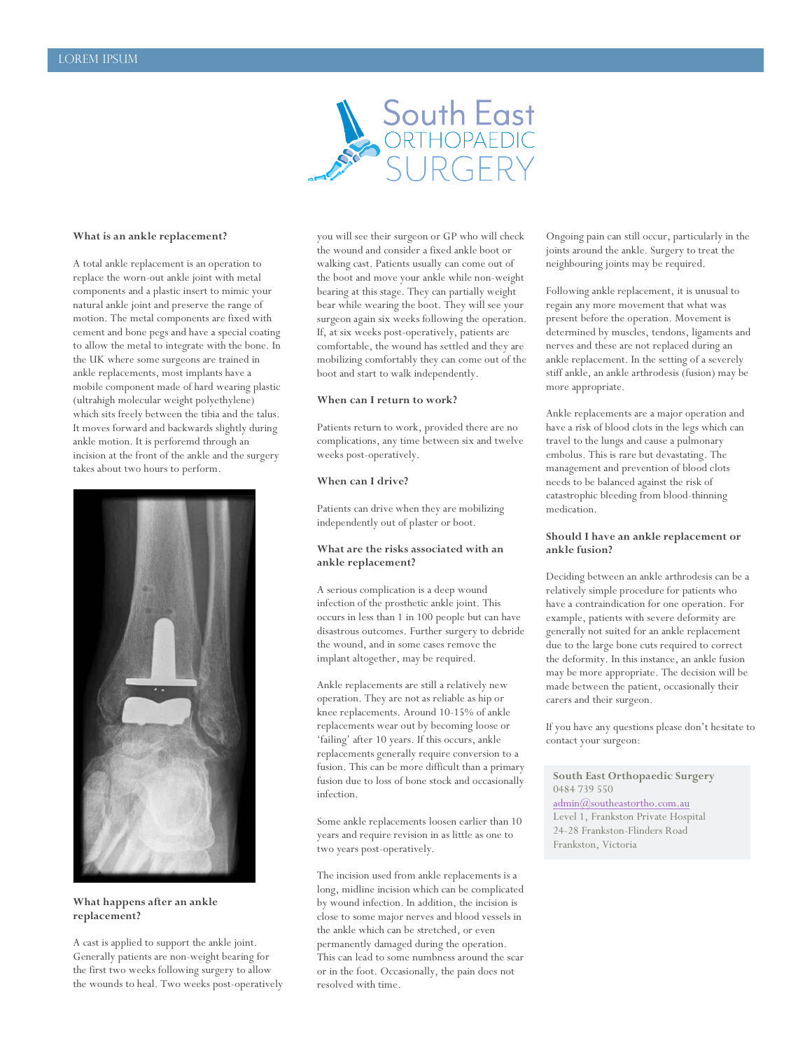# South East ORTHOPAEDIC SURGERY

### What is an ankle replacement?

A total ankle replacement is an operation to replace the worn-out ankle joint with metal components and a plastic insert to mimic your natural ankle joint and preserve the range of motion. The metal components are fixed with cement and bone pegs and have a special coating to allow the metal to integrate with the bone. In the UK where some surgeons are trained in ankle replacements, most implants have a mobile component made of hard wearing plastic (ultrahigh molecular weight polyethylene) which sits freely between the tibia and the talus. It moves forward and backwards slightly during ankle motion. It is perforemd through an incision at the front of the ankle and the surgery takes about two hours to perform.

### What happens after an ankle replacement?

A cast is applied to support the ankle joint. Generally patients are non-weight bearing for the first two weeks following surgery to allow the wounds to heal. Two weeks post-operatively you will see their surgeon or GP who will check the wound and consider a fixed ankle boot or walking cast. Patients usually can come out of the boot and move your ankle while non-weight bearing at this stage. They can partially weight bear while wearing the boot. They will see your surgeon again six weeks following the operation. If, at six weeks post-operatively, patients are comfortable, the wound has settled and they are mobilizing comfortably they can come out of the boot and start to walk independently.

### When can I return to work?

Patients return to work, provided there are no complications, any time between six and twelve weeks post-operatively.

### When can I drive?

Patients can drive when they are mobilizing independently out of plaster or boot.

### What are the risks associated with an ankle replacement?

A serious complication is a deep wound infection of the prosthetic ankle joint. This occurs in less than 1 in 100 people but can have disastrous outcomes. Further surgery to debride the wound, and in some cases remove the implant altogether, may be required.

Ankle replacements are still a relatively new operation. They are not as reliable as hip or knee replacements. Around 10-15% of ankle replacements wear out by becoming loose or 'failing' after 10 years. If this occurs, ankle replacements generally require conversion to a fusion. This can be more difficult than a primary fusion due to loss of bone stock and occasionally infection.

Some ankle replacements loosen earlier than 10 years and require revision in as little as one to two years post-operatively.

The incision used from ankle replacements is a long, midline incision which can be complicated by wound infection. In addition, the incision is close to some major nerves and blood vessels in the ankle which can be stretched, or even permanently damaged during the operation. This can lead to some numbness around the scar or in the foot. Occasionally, the pain does not resolved with time.

Ongoing pain can still occur, particularly in the joints around the ankle. Surgery to treat the neighbouring joints may be required.

Following ankle replacement, it is unusual to regain any more movement that what was present before the operation. Movement is determined by muscles, tendons, ligaments and nerves and these are not replaced during an ankle replacement. In the setting of a severely stiff ankle, an ankle arthrodesis (fusion) may be more appropriate.

Ankle replacements are a major operation and have a risk of blood clots in the legs which can travel to the lungs and cause a pulmonary embolus. This is rare but devastating. The management and prevention of blood clots needs to be balanced against the risk of catastrophic bleeding from blood-thinning medication.

### Should I have an ankle replacement or ankle fusion?

Deciding between an ankle arthrodesis can be a relatively simple procedure for patients who have a contraindication for one operation. For example, patients with severe deformity are generally not suited for an ankle replacement due to the large bone cuts required to correct the deformity. In this instance, an ankle fusion may be more appropriate. The decision will be made between the patient, occasionally their carers and their surgeon.

If you have any questions please don't hesitate to contact your surgeon:

**South East Orthopaedic Surgery**
0484 739 550
admin@southeastortho.com.au
Level 1, Frankston Private Hospital
24-28 Frankston-Flinders Road
Frankston, Victoria